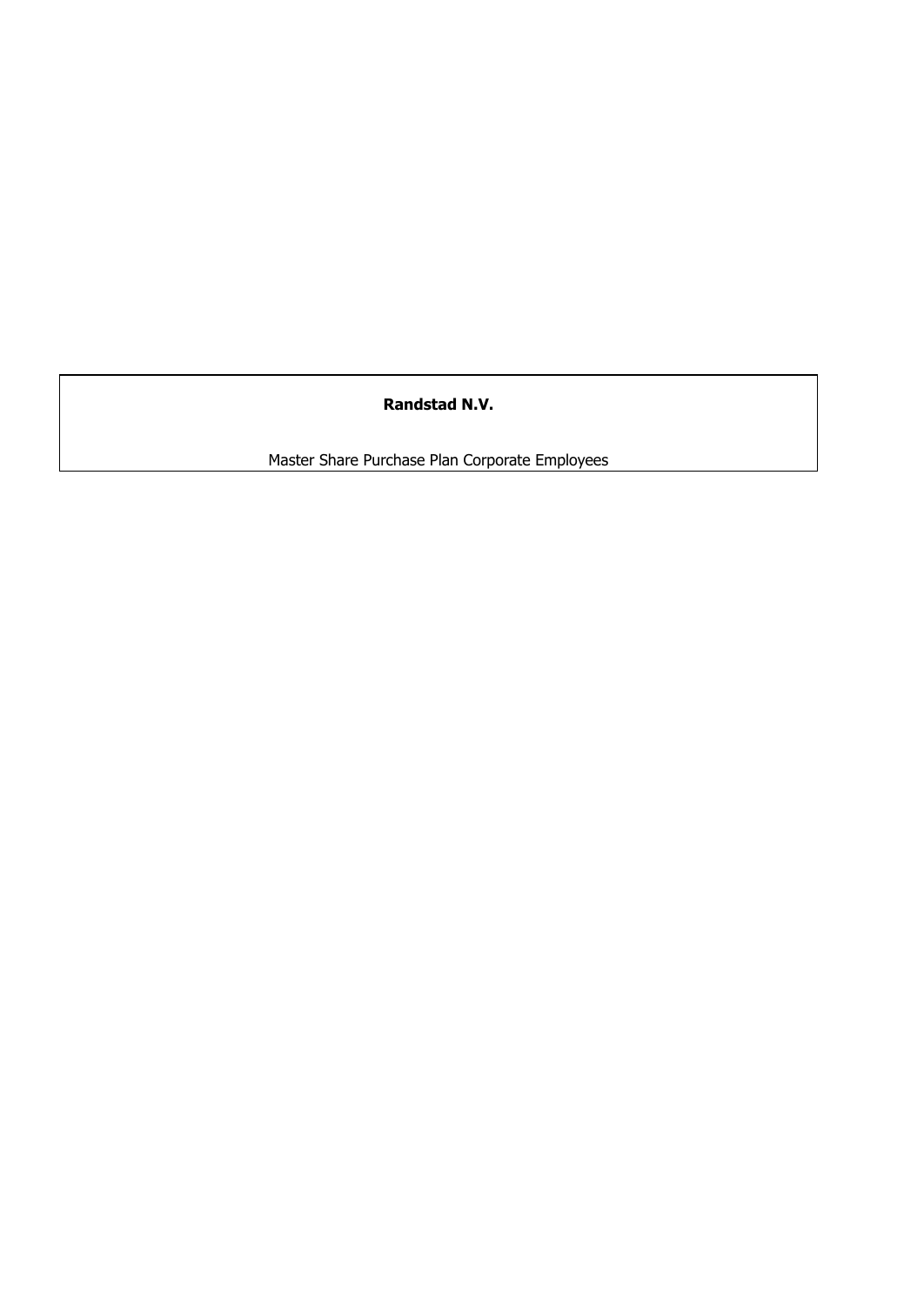**Randstad N.V.**

Master Share Purchase Plan Corporate Employees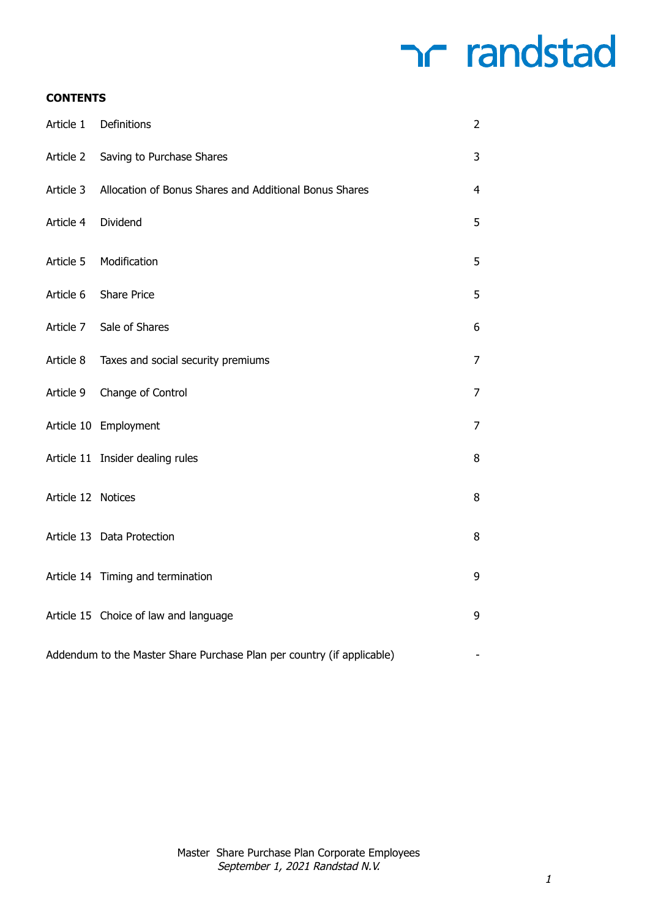**CONTENTS**

| | | |
|---|---|---|
| Article 1 | Definitions | 2 |
| Article 2 | Saving to Purchase Shares | 3 |
| Article 3 | Allocation of Bonus Shares and Additional Bonus Shares | 4 |
| Article 4 | Dividend | 5 |
| Article 5 | Modification | 5 |
| Article 6 | Share Price | 5 |
| Article 7 | Sale of Shares | 6 |
| Article 8 | Taxes and social security premiums | 7 |
| Article 9 | Change of Control | 7 |
| Article 10 | Employment | 7 |
| Article 11 | Insider dealing rules | 8 |
| Article 12 | Notices | 8 |
| Article 13 | Data Protection | 8 |
| Article 14 | Timing and termination | 9 |
| Article 15 | Choice of law and language | 9 |
| Addendum to the Master Share Purchase Plan per country (if applicable) | | - |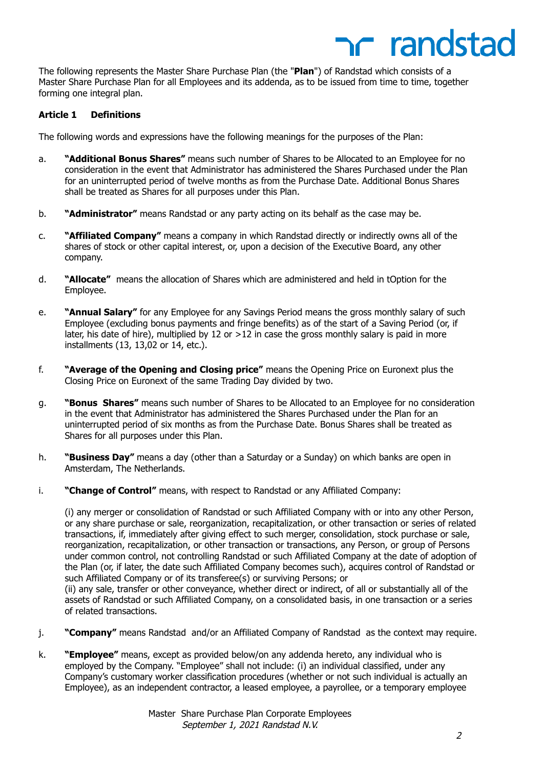The following represents the Master Share Purchase Plan (the "**Plan**") of Randstad which consists of a Master Share Purchase Plan for all Employees and its addenda, as to be issued from time to time, together forming one integral plan.

## Article 1 Definitions

The following words and expressions have the following meanings for the purposes of the Plan:

a. **"Additional Bonus Shares"** means such number of Shares to be Allocated to an Employee for no consideration in the event that Administrator has administered the Shares Purchased under the Plan for an uninterrupted period of twelve months as from the Purchase Date. Additional Bonus Shares shall be treated as Shares for all purposes under this Plan.

b. **"Administrator"** means Randstad or any party acting on its behalf as the case may be.

c. **"Affiliated Company"** means a company in which Randstad directly or indirectly owns all of the shares of stock or other capital interest, or, upon a decision of the Executive Board, any other company.

d. **"Allocate"** means the allocation of Shares which are administered and held in tOption for the Employee.

e. **"Annual Salary"** for any Employee for any Savings Period means the gross monthly salary of such Employee (excluding bonus payments and fringe benefits) as of the start of a Saving Period (or, if later, his date of hire), multiplied by 12 or >12 in case the gross monthly salary is paid in more installments (13, 13,02 or 14, etc.).

f. **"Average of the Opening and Closing price"** means the Opening Price on Euronext plus the Closing Price on Euronext of the same Trading Day divided by two.

g. **"Bonus Shares"** means such number of Shares to be Allocated to an Employee for no consideration in the event that Administrator has administered the Shares Purchased under the Plan for an uninterrupted period of six months as from the Purchase Date. Bonus Shares shall be treated as Shares for all purposes under this Plan.

h. **"Business Day"** means a day (other than a Saturday or a Sunday) on which banks are open in Amsterdam, The Netherlands.

i. **"Change of Control"** means, with respect to Randstad or any Affiliated Company:

   (i) any merger or consolidation of Randstad or such Affiliated Company with or into any other Person, or any share purchase or sale, reorganization, recapitalization, or other transaction or series of related transactions, if, immediately after giving effect to such merger, consolidation, stock purchase or sale, reorganization, recapitalization, or other transaction or transactions, any Person, or group of Persons under common control, not controlling Randstad or such Affiliated Company at the date of adoption of the Plan (or, if later, the date such Affiliated Company becomes such), acquires control of Randstad or such Affiliated Company or of its transferee(s) or surviving Persons; or
   (ii) any sale, transfer or other conveyance, whether direct or indirect, of all or substantially all of the assets of Randstad or such Affiliated Company, on a consolidated basis, in one transaction or a series of related transactions.

j. **"Company"** means Randstad and/or an Affiliated Company of Randstad as the context may require.

k. **"Employee"** means, except as provided below/on any addenda hereto, any individual who is employed by the Company. "Employee" shall not include: (i) an individual classified, under any Company's customary worker classification procedures (whether or not such individual is actually an Employee), as an independent contractor, a leased employee, a payrollee, or a temporary employee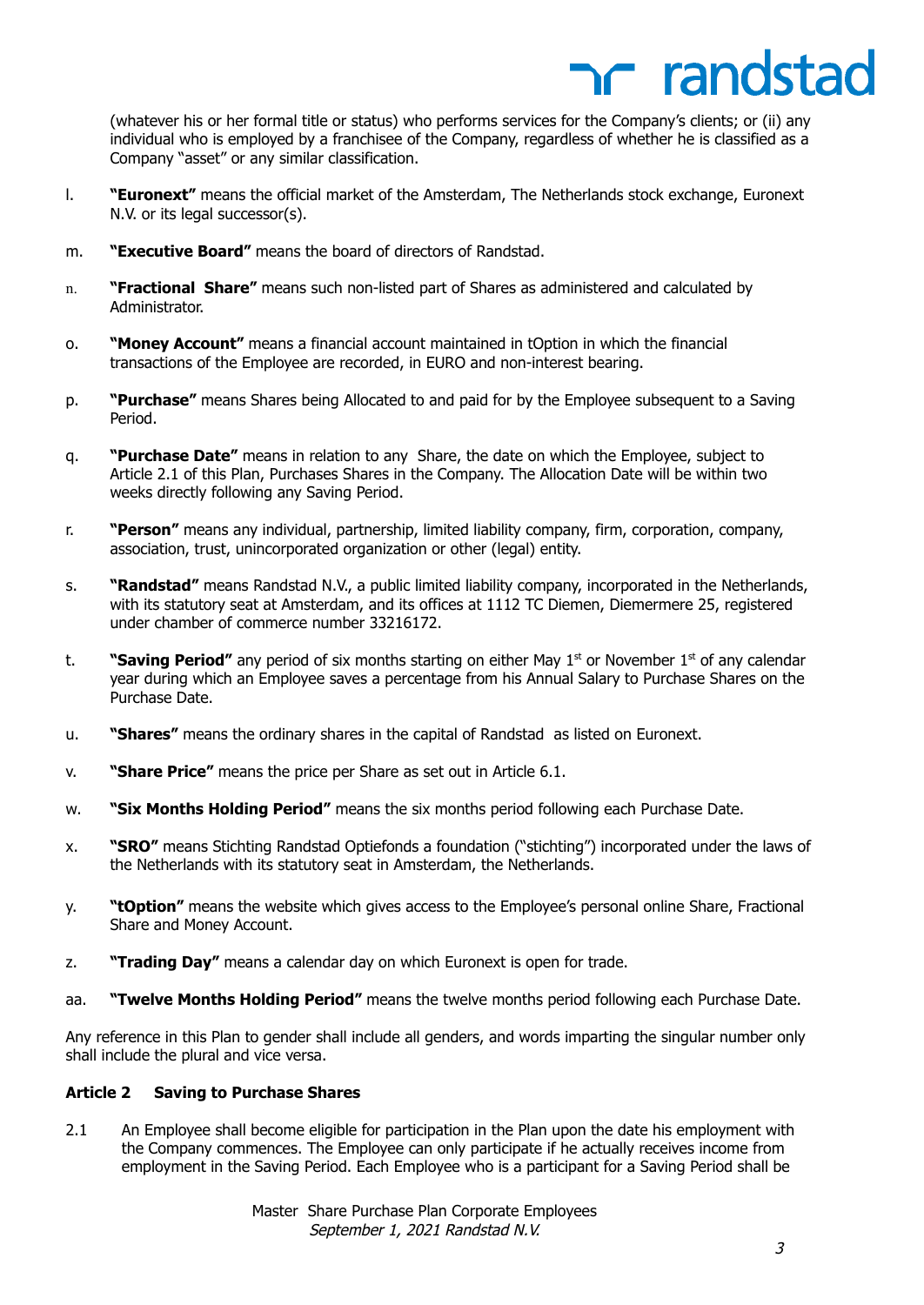(whatever his or her formal title or status) who performs services for the Company's clients; or (ii) any individual who is employed by a franchisee of the Company, regardless of whether he is classified as a Company "asset" or any similar classification.

l. **"Euronext"** means the official market of the Amsterdam, The Netherlands stock exchange, Euronext N.V. or its legal successor(s).

m. **"Executive Board"** means the board of directors of Randstad.

n. **"Fractional Share"** means such non-listed part of Shares as administered and calculated by Administrator.

o. **"Money Account"** means a financial account maintained in tOption in which the financial transactions of the Employee are recorded, in EURO and non-interest bearing.

p. **"Purchase"** means Shares being Allocated to and paid for by the Employee subsequent to a Saving Period.

q. **"Purchase Date"** means in relation to any Share, the date on which the Employee, subject to Article 2.1 of this Plan, Purchases Shares in the Company. The Allocation Date will be within two weeks directly following any Saving Period.

r. **"Person"** means any individual, partnership, limited liability company, firm, corporation, company, association, trust, unincorporated organization or other (legal) entity.

s. **"Randstad"** means Randstad N.V., a public limited liability company, incorporated in the Netherlands, with its statutory seat at Amsterdam, and its offices at 1112 TC Diemen, Diemermere 25, registered under chamber of commerce number 33216172.

t. **"Saving Period"** any period of six months starting on either May 1st or November 1st of any calendar year during which an Employee saves a percentage from his Annual Salary to Purchase Shares on the Purchase Date.

u. **"Shares"** means the ordinary shares in the capital of Randstad as listed on Euronext.

v. **"Share Price"** means the price per Share as set out in Article 6.1.

w. **"Six Months Holding Period"** means the six months period following each Purchase Date.

x. **"SRO"** means Stichting Randstad Optiefonds a foundation ("stichting") incorporated under the laws of the Netherlands with its statutory seat in Amsterdam, the Netherlands.

y. **"tOption"** means the website which gives access to the Employee's personal online Share, Fractional Share and Money Account.

z. **"Trading Day"** means a calendar day on which Euronext is open for trade.

aa. **"Twelve Months Holding Period"** means the twelve months period following each Purchase Date.

Any reference in this Plan to gender shall include all genders, and words imparting the singular number only shall include the plural and vice versa.

## Article 2 Saving to Purchase Shares

2.1 An Employee shall become eligible for participation in the Plan upon the date his employment with the Company commences. The Employee can only participate if he actually receives income from employment in the Saving Period. Each Employee who is a participant for a Saving Period shall be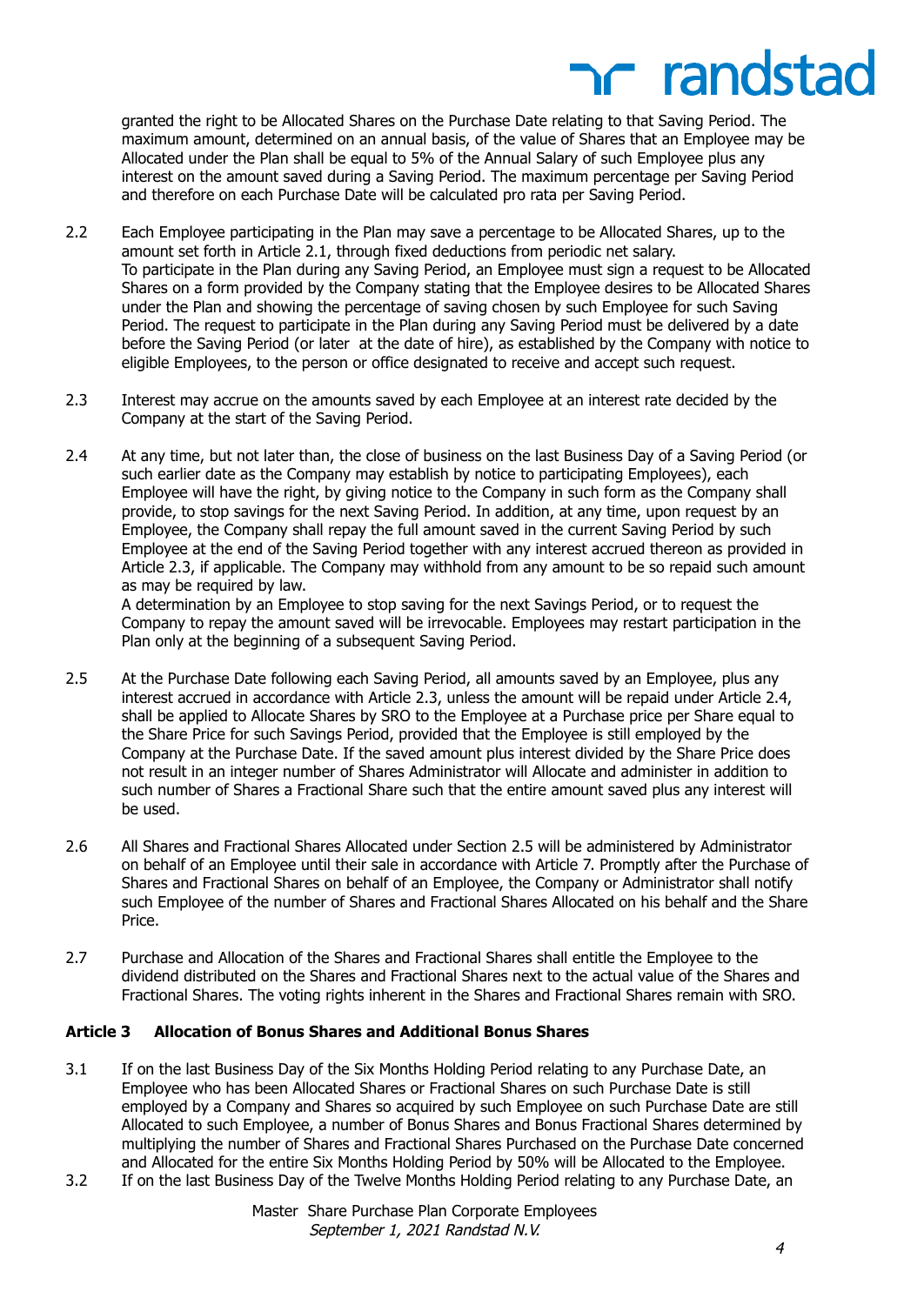granted the right to be Allocated Shares on the Purchase Date relating to that Saving Period. The maximum amount, determined on an annual basis, of the value of Shares that an Employee may be Allocated under the Plan shall be equal to 5% of the Annual Salary of such Employee plus any interest on the amount saved during a Saving Period. The maximum percentage per Saving Period and therefore on each Purchase Date will be calculated pro rata per Saving Period.

2.2 Each Employee participating in the Plan may save a percentage to be Allocated Shares, up to the amount set forth in Article 2.1, through fixed deductions from periodic net salary. To participate in the Plan during any Saving Period, an Employee must sign a request to be Allocated Shares on a form provided by the Company stating that the Employee desires to be Allocated Shares under the Plan and showing the percentage of saving chosen by such Employee for such Saving Period. The request to participate in the Plan during any Saving Period must be delivered by a date before the Saving Period (or later at the date of hire), as established by the Company with notice to eligible Employees, to the person or office designated to receive and accept such request.

2.3 Interest may accrue on the amounts saved by each Employee at an interest rate decided by the Company at the start of the Saving Period.

2.4 At any time, but not later than, the close of business on the last Business Day of a Saving Period (or such earlier date as the Company may establish by notice to participating Employees), each Employee will have the right, by giving notice to the Company in such form as the Company shall provide, to stop savings for the next Saving Period. In addition, at any time, upon request by an Employee, the Company shall repay the full amount saved in the current Saving Period by such Employee at the end of the Saving Period together with any interest accrued thereon as provided in Article 2.3, if applicable. The Company may withhold from any amount to be so repaid such amount as may be required by law.
A determination by an Employee to stop saving for the next Savings Period, or to request the Company to repay the amount saved will be irrevocable. Employees may restart participation in the Plan only at the beginning of a subsequent Saving Period.

2.5 At the Purchase Date following each Saving Period, all amounts saved by an Employee, plus any interest accrued in accordance with Article 2.3, unless the amount will be repaid under Article 2.4, shall be applied to Allocate Shares by SRO to the Employee at a Purchase price per Share equal to the Share Price for such Savings Period, provided that the Employee is still employed by the Company at the Purchase Date. If the saved amount plus interest divided by the Share Price does not result in an integer number of Shares Administrator will Allocate and administer in addition to such number of Shares a Fractional Share such that the entire amount saved plus any interest will be used.

2.6 All Shares and Fractional Shares Allocated under Section 2.5 will be administered by Administrator on behalf of an Employee until their sale in accordance with Article 7. Promptly after the Purchase of Shares and Fractional Shares on behalf of an Employee, the Company or Administrator shall notify such Employee of the number of Shares and Fractional Shares Allocated on his behalf and the Share Price.

2.7 Purchase and Allocation of the Shares and Fractional Shares shall entitle the Employee to the dividend distributed on the Shares and Fractional Shares next to the actual value of the Shares and Fractional Shares. The voting rights inherent in the Shares and Fractional Shares remain with SRO.

### Article 3 Allocation of Bonus Shares and Additional Bonus Shares

3.1 If on the last Business Day of the Six Months Holding Period relating to any Purchase Date, an Employee who has been Allocated Shares or Fractional Shares on such Purchase Date is still employed by a Company and Shares so acquired by such Employee on such Purchase Date are still Allocated to such Employee, a number of Bonus Shares and Bonus Fractional Shares determined by multiplying the number of Shares and Fractional Shares Purchased on the Purchase Date concerned and Allocated for the entire Six Months Holding Period by 50% will be Allocated to the Employee.

3.2 If on the last Business Day of the Twelve Months Holding Period relating to any Purchase Date, an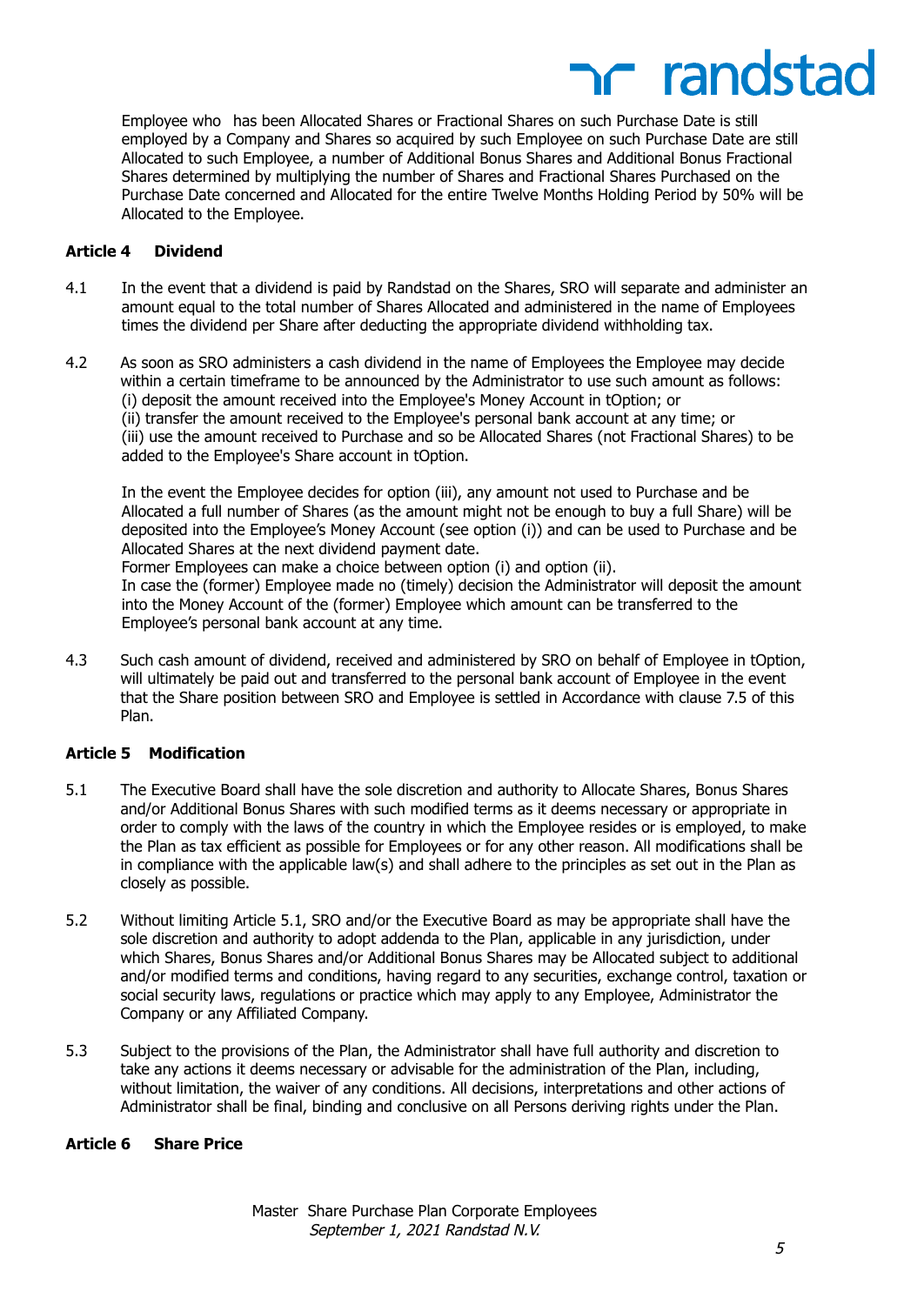Employee who has been Allocated Shares or Fractional Shares on such Purchase Date is still employed by a Company and Shares so acquired by such Employee on such Purchase Date are still Allocated to such Employee, a number of Additional Bonus Shares and Additional Bonus Fractional Shares determined by multiplying the number of Shares and Fractional Shares Purchased on the Purchase Date concerned and Allocated for the entire Twelve Months Holding Period by 50% will be Allocated to the Employee.

**Article 4 Dividend**

4.1 In the event that a dividend is paid by Randstad on the Shares, SRO will separate and administer an amount equal to the total number of Shares Allocated and administered in the name of Employees times the dividend per Share after deducting the appropriate dividend withholding tax.

4.2 As soon as SRO administers a cash dividend in the name of Employees the Employee may decide within a certain timeframe to be announced by the Administrator to use such amount as follows:
(i) deposit the amount received into the Employee's Money Account in tOption; or
(ii) transfer the amount received to the Employee's personal bank account at any time; or
(iii) use the amount received to Purchase and so be Allocated Shares (not Fractional Shares) to be added to the Employee's Share account in tOption.

In the event the Employee decides for option (iii), any amount not used to Purchase and be Allocated a full number of Shares (as the amount might not be enough to buy a full Share) will be deposited into the Employee's Money Account (see option (i)) and can be used to Purchase and be Allocated Shares at the next dividend payment date.
Former Employees can make a choice between option (i) and option (ii).
In case the (former) Employee made no (timely) decision the Administrator will deposit the amount into the Money Account of the (former) Employee which amount can be transferred to the Employee's personal bank account at any time.

4.3 Such cash amount of dividend, received and administered by SRO on behalf of Employee in tOption, will ultimately be paid out and transferred to the personal bank account of Employee in the event that the Share position between SRO and Employee is settled in Accordance with clause 7.5 of this Plan.

**Article 5 Modification**

5.1 The Executive Board shall have the sole discretion and authority to Allocate Shares, Bonus Shares and/or Additional Bonus Shares with such modified terms as it deems necessary or appropriate in order to comply with the laws of the country in which the Employee resides or is employed, to make the Plan as tax efficient as possible for Employees or for any other reason. All modifications shall be in compliance with the applicable law(s) and shall adhere to the principles as set out in the Plan as closely as possible.

5.2 Without limiting Article 5.1, SRO and/or the Executive Board as may be appropriate shall have the sole discretion and authority to adopt addenda to the Plan, applicable in any jurisdiction, under which Shares, Bonus Shares and/or Additional Bonus Shares may be Allocated subject to additional and/or modified terms and conditions, having regard to any securities, exchange control, taxation or social security laws, regulations or practice which may apply to any Employee, Administrator the Company or any Affiliated Company.

5.3 Subject to the provisions of the Plan, the Administrator shall have full authority and discretion to take any actions it deems necessary or advisable for the administration of the Plan, including, without limitation, the waiver of any conditions. All decisions, interpretations and other actions of Administrator shall be final, binding and conclusive on all Persons deriving rights under the Plan.

**Article 6 Share Price**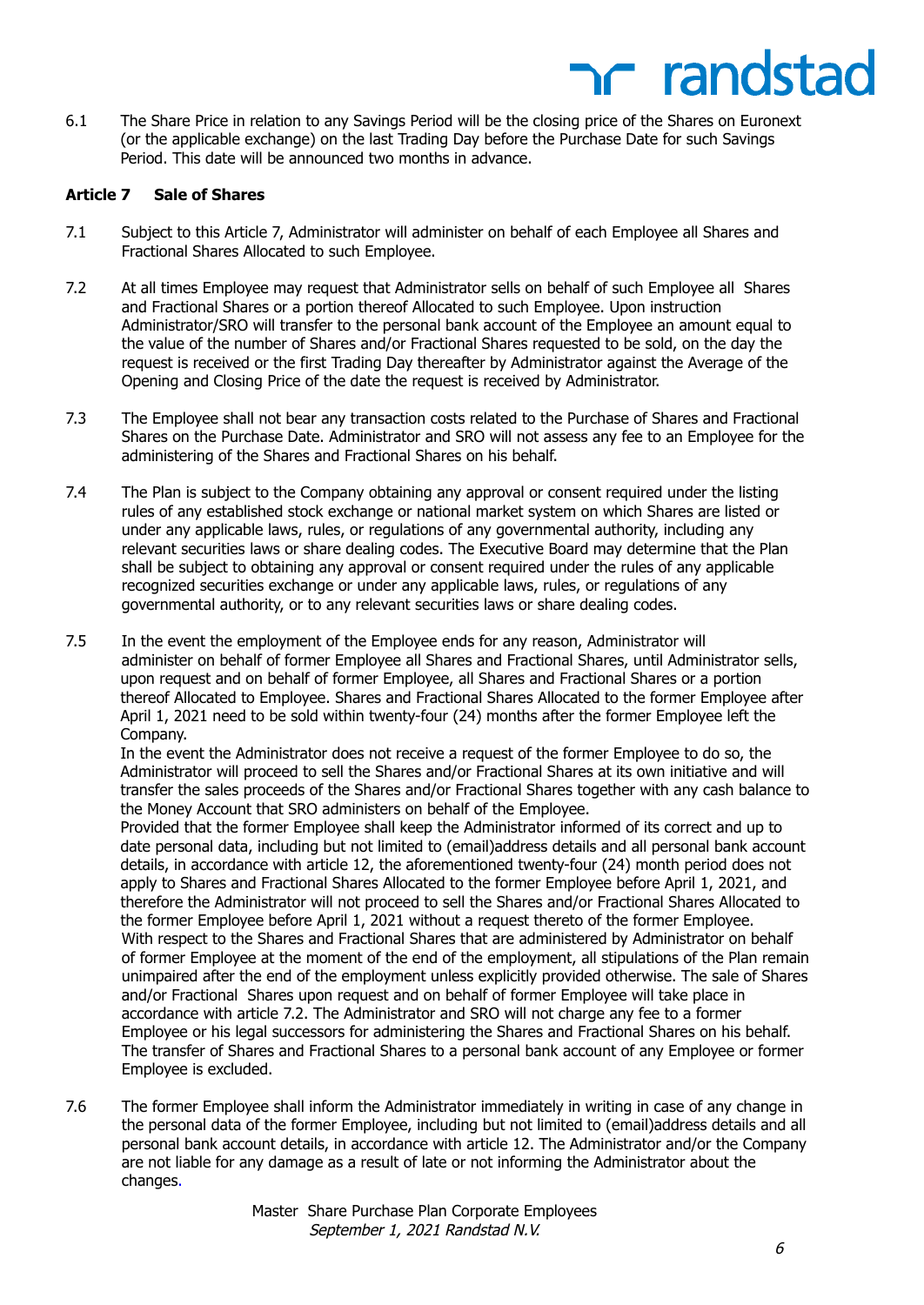6.1 The Share Price in relation to any Savings Period will be the closing price of the Shares on Euronext (or the applicable exchange) on the last Trading Day before the Purchase Date for such Savings Period. This date will be announced two months in advance.

## Article 7 Sale of Shares

7.1 Subject to this Article 7, Administrator will administer on behalf of each Employee all Shares and Fractional Shares Allocated to such Employee.

7.2 At all times Employee may request that Administrator sells on behalf of such Employee all Shares and Fractional Shares or a portion thereof Allocated to such Employee. Upon instruction Administrator/SRO will transfer to the personal bank account of the Employee an amount equal to the value of the number of Shares and/or Fractional Shares requested to be sold, on the day the request is received or the first Trading Day thereafter by Administrator against the Average of the Opening and Closing Price of the date the request is received by Administrator.

7.3 The Employee shall not bear any transaction costs related to the Purchase of Shares and Fractional Shares on the Purchase Date. Administrator and SRO will not assess any fee to an Employee for the administering of the Shares and Fractional Shares on his behalf.

7.4 The Plan is subject to the Company obtaining any approval or consent required under the listing rules of any established stock exchange or national market system on which Shares are listed or under any applicable laws, rules, or regulations of any governmental authority, including any relevant securities laws or share dealing codes. The Executive Board may determine that the Plan shall be subject to obtaining any approval or consent required under the rules of any applicable recognized securities exchange or under any applicable laws, rules, or regulations of any governmental authority, or to any relevant securities laws or share dealing codes.

7.5 In the event the employment of the Employee ends for any reason, Administrator will administer on behalf of former Employee all Shares and Fractional Shares, until Administrator sells, upon request and on behalf of former Employee, all Shares and Fractional Shares or a portion thereof Allocated to Employee. Shares and Fractional Shares Allocated to the former Employee after April 1, 2021 need to be sold within twenty-four (24) months after the former Employee left the Company.
In the event the Administrator does not receive a request of the former Employee to do so, the Administrator will proceed to sell the Shares and/or Fractional Shares at its own initiative and will transfer the sales proceeds of the Shares and/or Fractional Shares together with any cash balance to the Money Account that SRO administers on behalf of the Employee.
Provided that the former Employee shall keep the Administrator informed of its correct and up to date personal data, including but not limited to (email)address details and all personal bank account details, in accordance with article 12, the aforementioned twenty-four (24) month period does not apply to Shares and Fractional Shares Allocated to the former Employee before April 1, 2021, and therefore the Administrator will not proceed to sell the Shares and/or Fractional Shares Allocated to the former Employee before April 1, 2021 without a request thereto of the former Employee.
With respect to the Shares and Fractional Shares that are administered by Administrator on behalf of former Employee at the moment of the end of the employment, all stipulations of the Plan remain unimpaired after the end of the employment unless explicitly provided otherwise. The sale of Shares and/or Fractional Shares upon request and on behalf of former Employee will take place in accordance with article 7.2. The Administrator and SRO will not charge any fee to a former Employee or his legal successors for administering the Shares and Fractional Shares on his behalf. The transfer of Shares and Fractional Shares to a personal bank account of any Employee or former Employee is excluded.

7.6 The former Employee shall inform the Administrator immediately in writing in case of any change in the personal data of the former Employee, including but not limited to (email)address details and all personal bank account details, in accordance with article 12. The Administrator and/or the Company are not liable for any damage as a result of late or not informing the Administrator about the changes.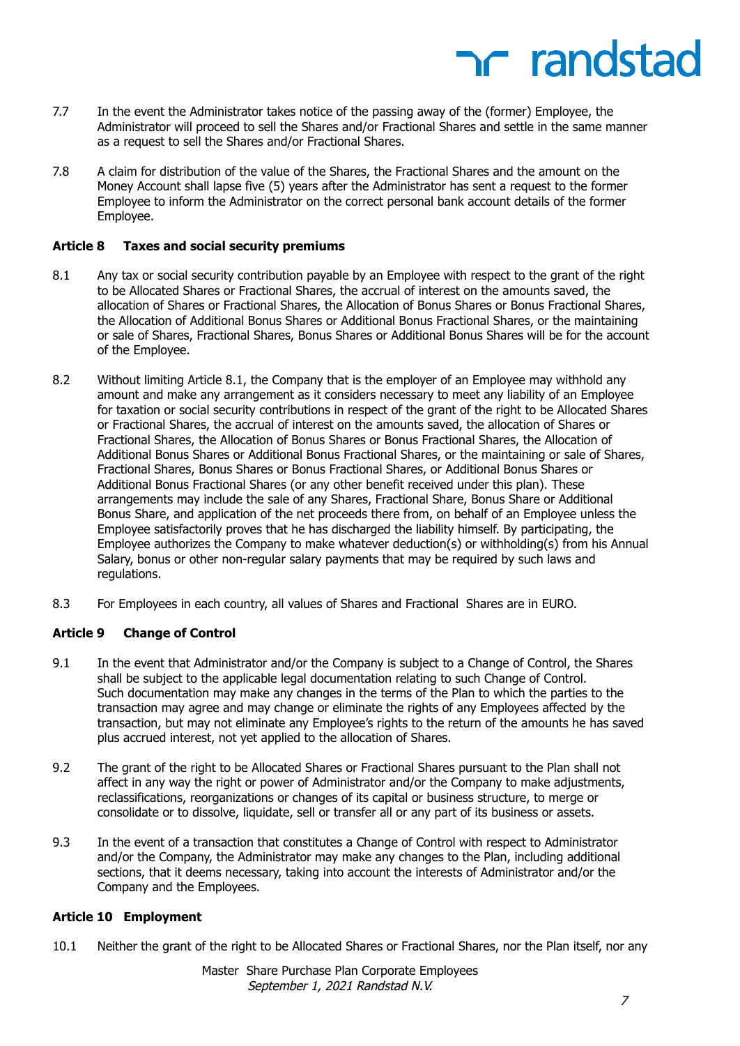7.7 In the event the Administrator takes notice of the passing away of the (former) Employee, the Administrator will proceed to sell the Shares and/or Fractional Shares and settle in the same manner as a request to sell the Shares and/or Fractional Shares.

7.8 A claim for distribution of the value of the Shares, the Fractional Shares and the amount on the Money Account shall lapse five (5) years after the Administrator has sent a request to the former Employee to inform the Administrator on the correct personal bank account details of the former Employee.

## Article 8 Taxes and social security premiums

8.1 Any tax or social security contribution payable by an Employee with respect to the grant of the right to be Allocated Shares or Fractional Shares, the accrual of interest on the amounts saved, the allocation of Shares or Fractional Shares, the Allocation of Bonus Shares or Bonus Fractional Shares, the Allocation of Additional Bonus Shares or Additional Bonus Fractional Shares, or the maintaining or sale of Shares, Fractional Shares, Bonus Shares or Additional Bonus Shares will be for the account of the Employee.

8.2 Without limiting Article 8.1, the Company that is the employer of an Employee may withhold any amount and make any arrangement as it considers necessary to meet any liability of an Employee for taxation or social security contributions in respect of the grant of the right to be Allocated Shares or Fractional Shares, the accrual of interest on the amounts saved, the allocation of Shares or Fractional Shares, the Allocation of Bonus Shares or Bonus Fractional Shares, the Allocation of Additional Bonus Shares or Additional Bonus Fractional Shares, or the maintaining or sale of Shares, Fractional Shares, Bonus Shares or Bonus Fractional Shares, or Additional Bonus Shares or Additional Bonus Fractional Shares (or any other benefit received under this plan). These arrangements may include the sale of any Shares, Fractional Share, Bonus Share or Additional Bonus Share, and application of the net proceeds there from, on behalf of an Employee unless the Employee satisfactorily proves that he has discharged the liability himself. By participating, the Employee authorizes the Company to make whatever deduction(s) or withholding(s) from his Annual Salary, bonus or other non-regular salary payments that may be required by such laws and regulations.

8.3 For Employees in each country, all values of Shares and Fractional Shares are in EURO.

## Article 9 Change of Control

9.1 In the event that Administrator and/or the Company is subject to a Change of Control, the Shares shall be subject to the applicable legal documentation relating to such Change of Control. Such documentation may make any changes in the terms of the Plan to which the parties to the transaction may agree and may change or eliminate the rights of any Employees affected by the transaction, but may not eliminate any Employee's rights to the return of the amounts he has saved plus accrued interest, not yet applied to the allocation of Shares.

9.2 The grant of the right to be Allocated Shares or Fractional Shares pursuant to the Plan shall not affect in any way the right or power of Administrator and/or the Company to make adjustments, reclassifications, reorganizations or changes of its capital or business structure, to merge or consolidate or to dissolve, liquidate, sell or transfer all or any part of its business or assets.

9.3 In the event of a transaction that constitutes a Change of Control with respect to Administrator and/or the Company, the Administrator may make any changes to the Plan, including additional sections, that it deems necessary, taking into account the interests of Administrator and/or the Company and the Employees.

## Article 10 Employment

10.1 Neither the grant of the right to be Allocated Shares or Fractional Shares, nor the Plan itself, nor any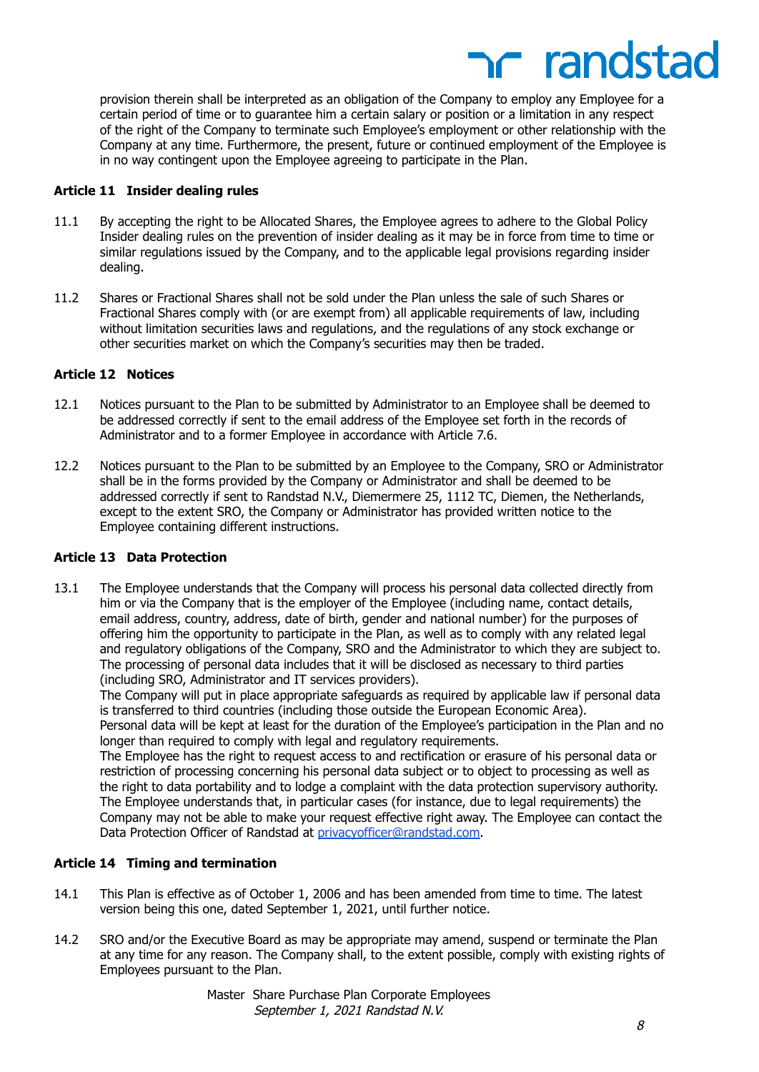provision therein shall be interpreted as an obligation of the Company to employ any Employee for a certain period of time or to guarantee him a certain salary or position or a limitation in any respect of the right of the Company to terminate such Employee's employment or other relationship with the Company at any time. Furthermore, the present, future or continued employment of the Employee is in no way contingent upon the Employee agreeing to participate in the Plan.

**Article 11 Insider dealing rules**

11.1 By accepting the right to be Allocated Shares, the Employee agrees to adhere to the Global Policy Insider dealing rules on the prevention of insider dealing as it may be in force from time to time or similar regulations issued by the Company, and to the applicable legal provisions regarding insider dealing.

11.2 Shares or Fractional Shares shall not be sold under the Plan unless the sale of such Shares or Fractional Shares comply with (or are exempt from) all applicable requirements of law, including without limitation securities laws and regulations, and the regulations of any stock exchange or other securities market on which the Company's securities may then be traded.

**Article 12 Notices**

12.1 Notices pursuant to the Plan to be submitted by Administrator to an Employee shall be deemed to be addressed correctly if sent to the email address of the Employee set forth in the records of Administrator and to a former Employee in accordance with Article 7.6.

12.2 Notices pursuant to the Plan to be submitted by an Employee to the Company, SRO or Administrator shall be in the forms provided by the Company or Administrator and shall be deemed to be addressed correctly if sent to Randstad N.V., Diemermere 25, 1112 TC, Diemen, the Netherlands, except to the extent SRO, the Company or Administrator has provided written notice to the Employee containing different instructions.

**Article 13 Data Protection**

13.1 The Employee understands that the Company will process his personal data collected directly from him or via the Company that is the employer of the Employee (including name, contact details, email address, country, address, date of birth, gender and national number) for the purposes of offering him the opportunity to participate in the Plan, as well as to comply with any related legal and regulatory obligations of the Company, SRO and the Administrator to which they are subject to. The processing of personal data includes that it will be disclosed as necessary to third parties (including SRO, Administrator and IT services providers).
The Company will put in place appropriate safeguards as required by applicable law if personal data is transferred to third countries (including those outside the European Economic Area).
Personal data will be kept at least for the duration of the Employee's participation in the Plan and no longer than required to comply with legal and regulatory requirements.
The Employee has the right to request access to and rectification or erasure of his personal data or restriction of processing concerning his personal data subject or to object to processing as well as the right to data portability and to lodge a complaint with the data protection supervisory authority. The Employee understands that, in particular cases (for instance, due to legal requirements) the Company may not be able to make your request effective right away. The Employee can contact the Data Protection Officer of Randstad at privacyofficer@randstad.com.

**Article 14 Timing and termination**

14.1 This Plan is effective as of October 1, 2006 and has been amended from time to time. The latest version being this one, dated September 1, 2021, until further notice.

14.2 SRO and/or the Executive Board as may be appropriate may amend, suspend or terminate the Plan at any time for any reason. The Company shall, to the extent possible, comply with existing rights of Employees pursuant to the Plan.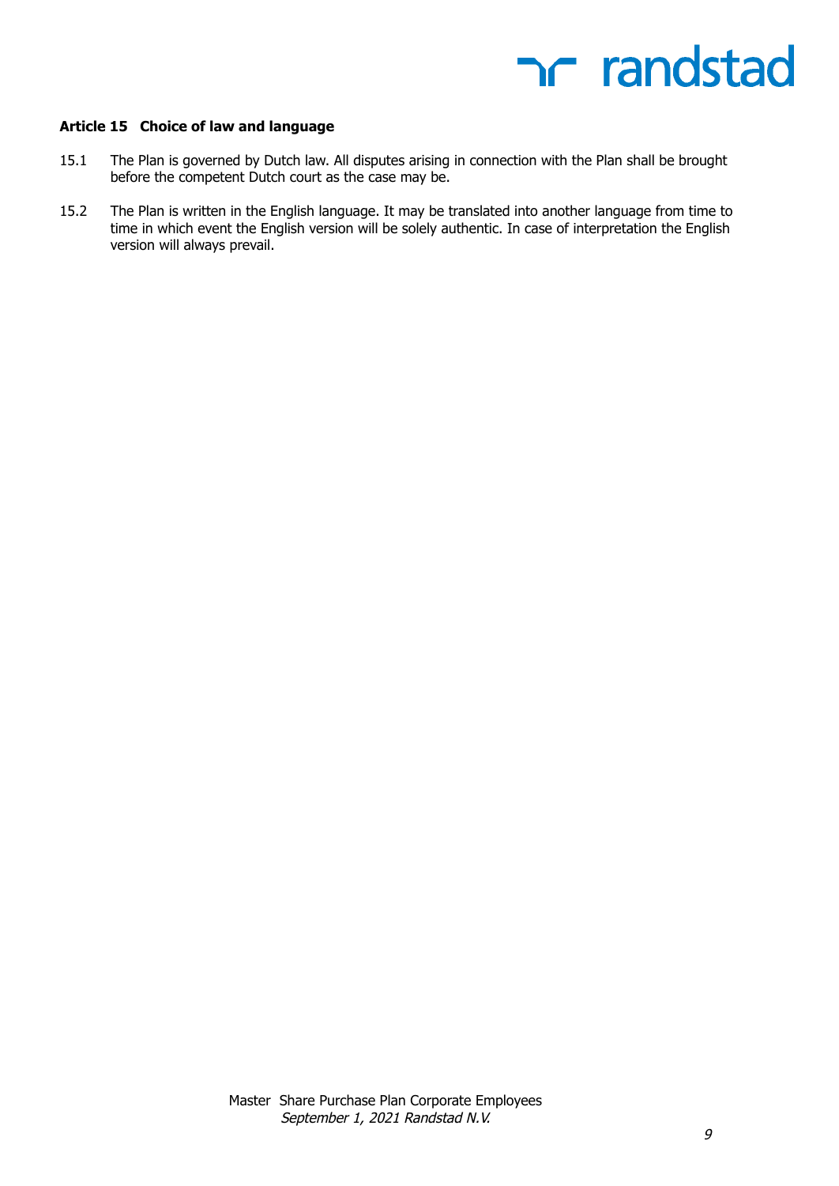**Article 15 Choice of law and language**

15.1 The Plan is governed by Dutch law. All disputes arising in connection with the Plan shall be brought before the competent Dutch court as the case may be.

15.2 The Plan is written in the English language. It may be translated into another language from time to time in which event the English version will be solely authentic. In case of interpretation the English version will always prevail.